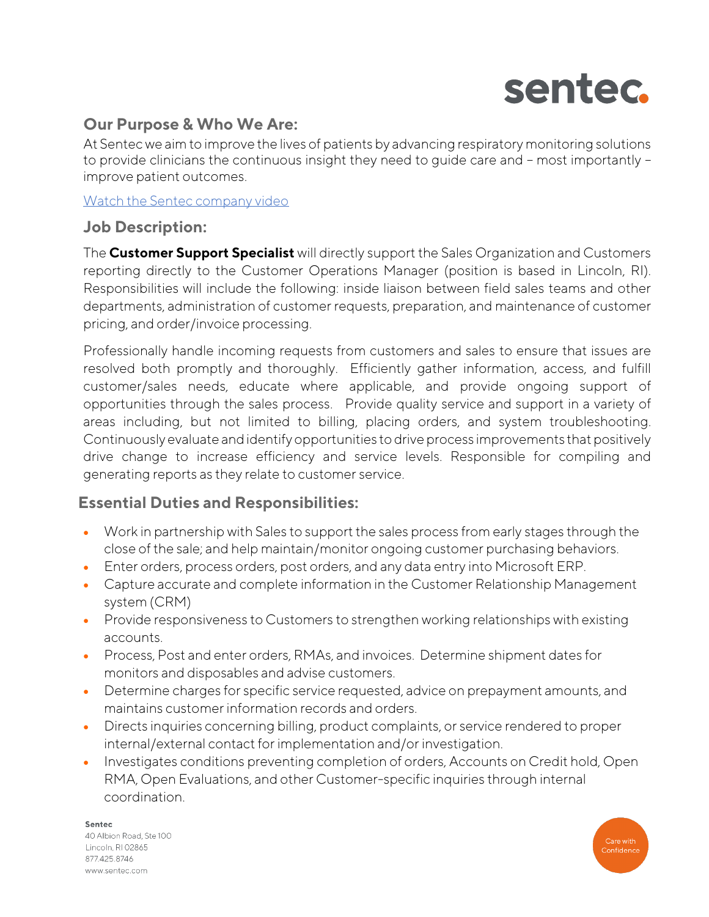sentec.

## Our Purpose & Who We Are:

At Sentec we aim to improve the lives of patients by advancing respiratory monitoring solutions to provide clinicians the continuous insight they need to guide care and – most importantly – improve patient outcomes.

[Watch the Sentec company video]

## Job Description:

The **Customer Support Specialist** will directly support the Sales Organization and Customers reporting directly to the Customer Operations Manager (position is based in Lincoln, RI). Responsibilities will include the following: inside liaison between field sales teams and other departments, administration of customer requests, preparation, and maintenance of customer pricing, and order/invoice processing.

Professionally handle incoming requests from customers and sales to ensure that issues are resolved both promptly and thoroughly. Efficiently gather information, access, and fulfill customer/sales needs, educate where applicable, and provide ongoing support of opportunities through the sales process. Provide quality service and support in a variety of areas including, but not limited to billing, placing orders, and system troubleshooting. Continuously evaluate and identify opportunities to drive process improvements that positively drive change to increase efficiency and service levels. Responsible for compiling and generating reports as they relate to customer service.

## Essential Duties and Responsibilities:

- Work in partnership with Sales to support the sales process from early stages through the close of the sale; and help maintain/monitor ongoing customer purchasing behaviors.
- Enter orders, process orders, post orders, and any data entry into Microsoft ERP.
- Capture accurate and complete information in the Customer Relationship Management system (CRM)
- Provide responsiveness to Customers to strengthen working relationships with existing accounts.
- Process, Post and enter orders, RMAs, and invoices. Determine shipment dates for monitors and disposables and advise customers.
- Determine charges for specific service requested, advice on prepayment amounts, and maintains customer information records and orders.
- Directs inquiries concerning billing, product complaints, or service rendered to proper internal/external contact for implementation and/or investigation.
- Investigates conditions preventing completion of orders, Accounts on Credit hold, Open RMA, Open Evaluations, and other Customer-specific inquiries through internal coordination.

**Sentec**
40 Albion Road, Ste 100
Lincoln, RI 02865
877.425.8746
www.sentec.com

Care with Confidence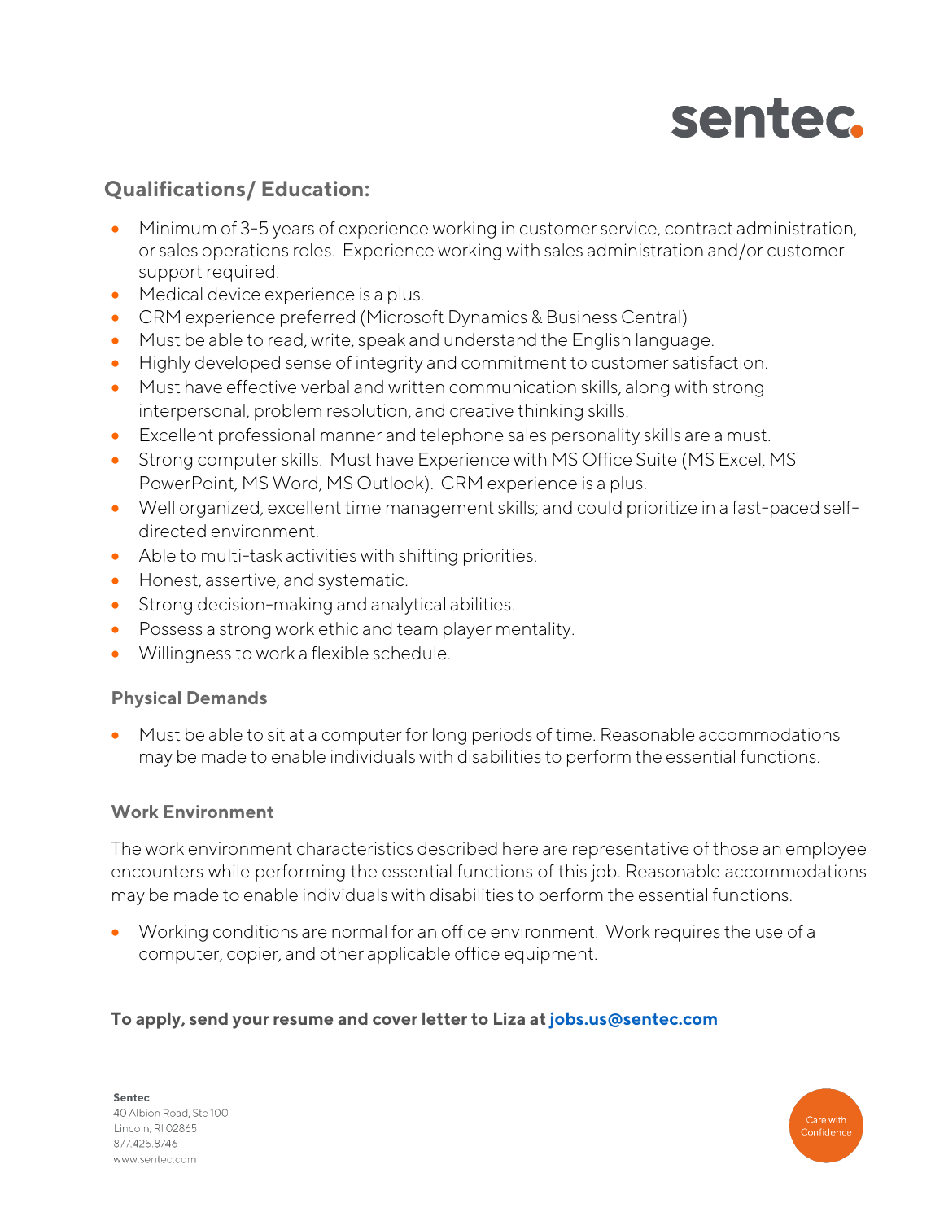## Qualifications/ Education:

- Minimum of 3-5 years of experience working in customer service, contract administration, or sales operations roles. Experience working with sales administration and/or customer support required.
- Medical device experience is a plus.
- CRM experience preferred (Microsoft Dynamics & Business Central)
- Must be able to read, write, speak and understand the English language.
- Highly developed sense of integrity and commitment to customer satisfaction.
- Must have effective verbal and written communication skills, along with strong interpersonal, problem resolution, and creative thinking skills.
- Excellent professional manner and telephone sales personality skills are a must.
- Strong computer skills. Must have Experience with MS Office Suite (MS Excel, MS PowerPoint, MS Word, MS Outlook). CRM experience is a plus.
- Well organized, excellent time management skills; and could prioritize in a fast-paced self-directed environment.
- Able to multi-task activities with shifting priorities.
- Honest, assertive, and systematic.
- Strong decision-making and analytical abilities.
- Possess a strong work ethic and team player mentality.
- Willingness to work a flexible schedule.

### Physical Demands

- Must be able to sit at a computer for long periods of time. Reasonable accommodations may be made to enable individuals with disabilities to perform the essential functions.

### Work Environment

The work environment characteristics described here are representative of those an employee encounters while performing the essential functions of this job. Reasonable accommodations may be made to enable individuals with disabilities to perform the essential functions.

- Working conditions are normal for an office environment. Work requires the use of a computer, copier, and other applicable office equipment.

**To apply, send your resume and cover letter to Liza at jobs.us@sentec.com**

**Sentec**
40 Albion Road, Ste 100
Lincoln, RI 02865
877.425.8746
www.sentec.com